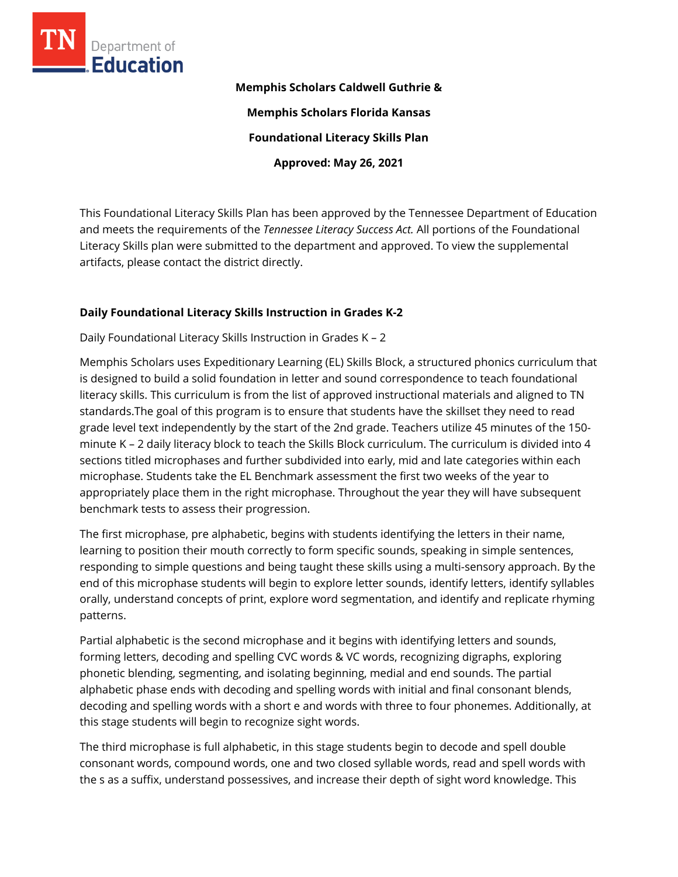**Memphis Scholars Caldwell Guthrie &**

**Memphis Scholars Florida Kansas**

**Foundational Literacy Skills Plan**

**Approved: May 26, 2021**

This Foundational Literacy Skills Plan has been approved by the Tennessee Department of Education and meets the requirements of the *Tennessee Literacy Success Act.* All portions of the Foundational Literacy Skills plan were submitted to the department and approved. To view the supplemental artifacts, please contact the district directly.

## Daily Foundational Literacy Skills Instruction in Grades K-2

Daily Foundational Literacy Skills Instruction in Grades K – 2

Memphis Scholars uses Expeditionary Learning (EL) Skills Block, a structured phonics curriculum that is designed to build a solid foundation in letter and sound correspondence to teach foundational literacy skills. This curriculum is from the list of approved instructional materials and aligned to TN standards.The goal of this program is to ensure that students have the skillset they need to read grade level text independently by the start of the 2nd grade. Teachers utilize 45 minutes of the 150-minute K – 2 daily literacy block to teach the Skills Block curriculum. The curriculum is divided into 4 sections titled microphases and further subdivided into early, mid and late categories within each microphase. Students take the EL Benchmark assessment the first two weeks of the year to appropriately place them in the right microphase. Throughout the year they will have subsequent benchmark tests to assess their progression.

The first microphase, pre alphabetic, begins with students identifying the letters in their name, learning to position their mouth correctly to form specific sounds, speaking in simple sentences, responding to simple questions and being taught these skills using a multi-sensory approach. By the end of this microphase students will begin to explore letter sounds, identify letters, identify syllables orally, understand concepts of print, explore word segmentation, and identify and replicate rhyming patterns.

Partial alphabetic is the second microphase and it begins with identifying letters and sounds, forming letters, decoding and spelling CVC words & VC words, recognizing digraphs, exploring phonetic blending, segmenting, and isolating beginning, medial and end sounds. The partial alphabetic phase ends with decoding and spelling words with initial and final consonant blends, decoding and spelling words with a short e and words with three to four phonemes. Additionally, at this stage students will begin to recognize sight words.

The third microphase is full alphabetic, in this stage students begin to decode and spell double consonant words, compound words, one and two closed syllable words, read and spell words with the s as a suffix, understand possessives, and increase their depth of sight word knowledge. This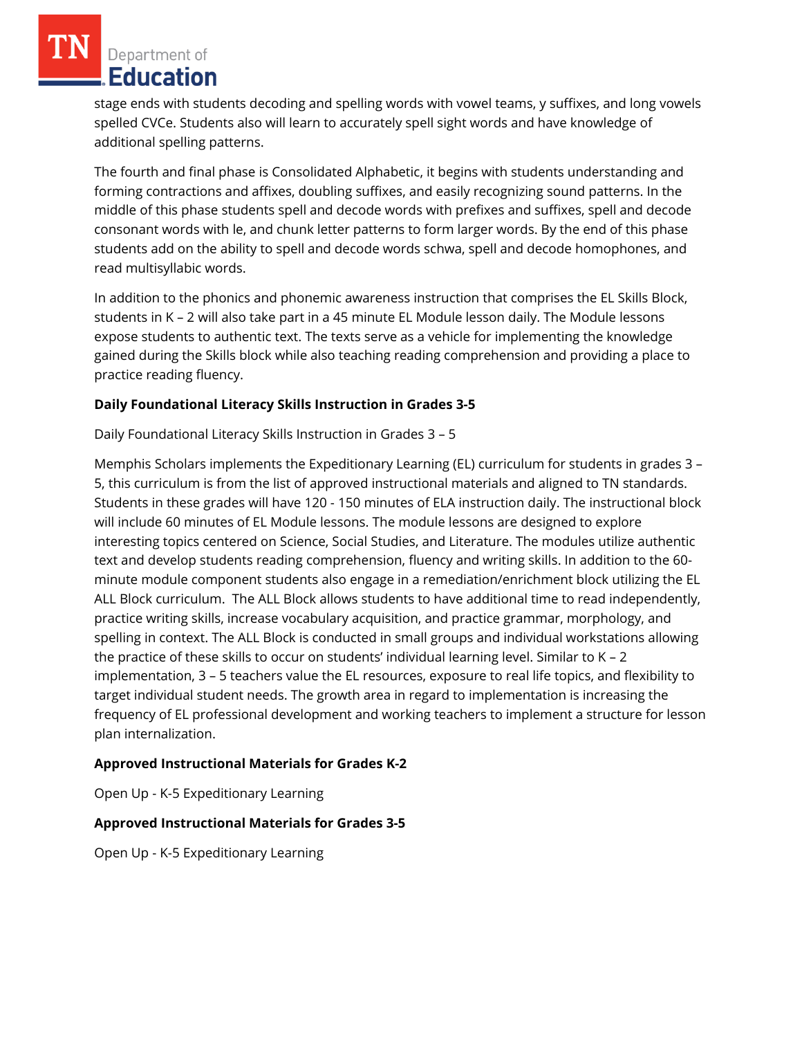stage ends with students decoding and spelling words with vowel teams, y suffixes, and long vowels spelled CVCe. Students also will learn to accurately spell sight words and have knowledge of additional spelling patterns.

The fourth and final phase is Consolidated Alphabetic, it begins with students understanding and forming contractions and affixes, doubling suffixes, and easily recognizing sound patterns. In the middle of this phase students spell and decode words with prefixes and suffixes, spell and decode consonant words with le, and chunk letter patterns to form larger words. By the end of this phase students add on the ability to spell and decode words schwa, spell and decode homophones, and read multisyllabic words.

In addition to the phonics and phonemic awareness instruction that comprises the EL Skills Block, students in K – 2 will also take part in a 45 minute EL Module lesson daily. The Module lessons expose students to authentic text. The texts serve as a vehicle for implementing the knowledge gained during the Skills block while also teaching reading comprehension and providing a place to practice reading fluency.

**Daily Foundational Literacy Skills Instruction in Grades 3-5**

Daily Foundational Literacy Skills Instruction in Grades 3 – 5

Memphis Scholars implements the Expeditionary Learning (EL) curriculum for students in grades 3 – 5, this curriculum is from the list of approved instructional materials and aligned to TN standards. Students in these grades will have 120 - 150 minutes of ELA instruction daily. The instructional block will include 60 minutes of EL Module lessons. The module lessons are designed to explore interesting topics centered on Science, Social Studies, and Literature. The modules utilize authentic text and develop students reading comprehension, fluency and writing skills. In addition to the 60-minute module component students also engage in a remediation/enrichment block utilizing the EL ALL Block curriculum. The ALL Block allows students to have additional time to read independently, practice writing skills, increase vocabulary acquisition, and practice grammar, morphology, and spelling in context. The ALL Block is conducted in small groups and individual workstations allowing the practice of these skills to occur on students' individual learning level. Similar to K – 2 implementation, 3 – 5 teachers value the EL resources, exposure to real life topics, and flexibility to target individual student needs. The growth area in regard to implementation is increasing the frequency of EL professional development and working teachers to implement a structure for lesson plan internalization.

**Approved Instructional Materials for Grades K-2**

Open Up - K-5 Expeditionary Learning

**Approved Instructional Materials for Grades 3-5**

Open Up - K-5 Expeditionary Learning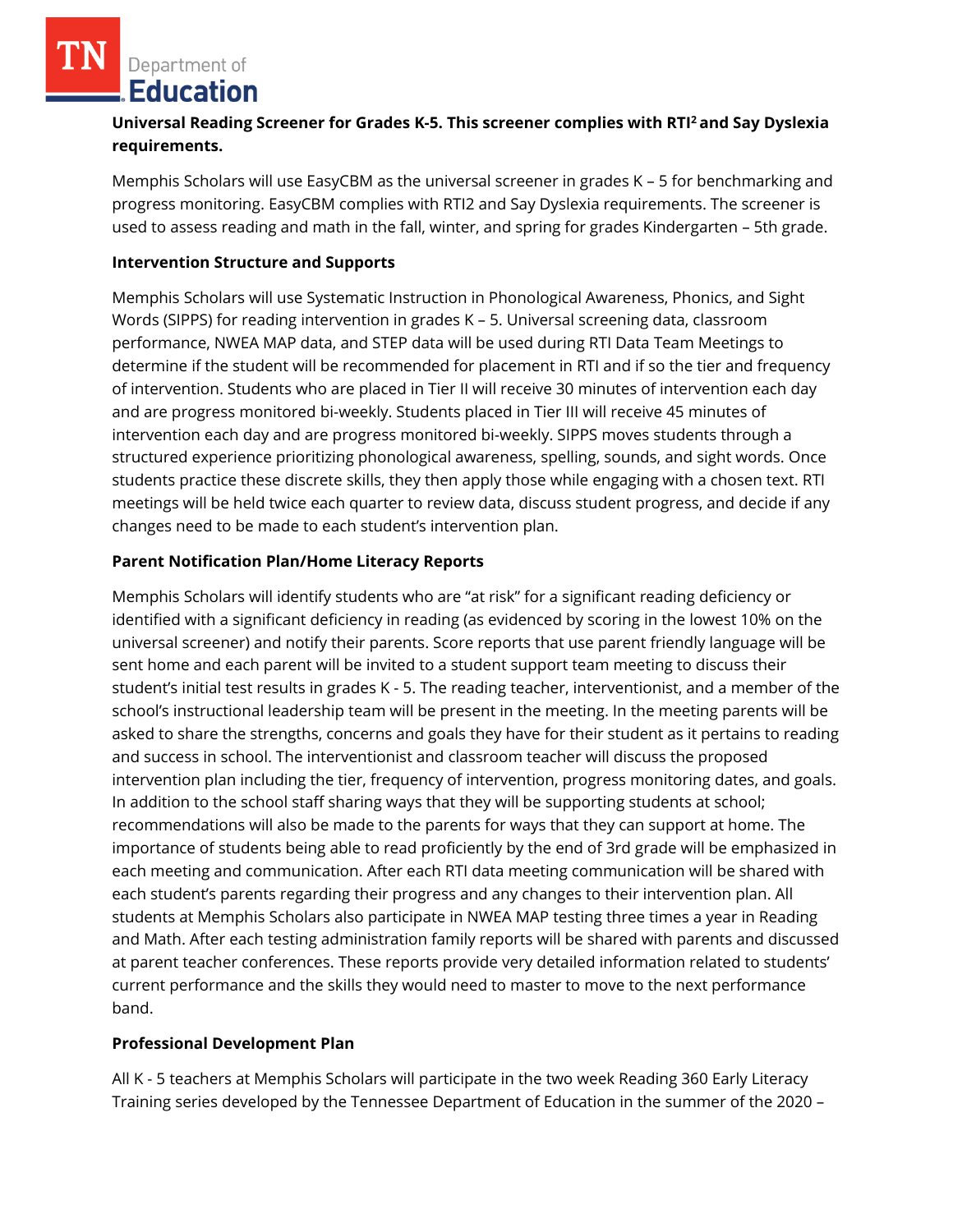**Universal Reading Screener for Grades K-5. This screener complies with RTI$^2$ and Say Dyslexia requirements.**

Memphis Scholars will use EasyCBM as the universal screener in grades K – 5 for benchmarking and progress monitoring. EasyCBM complies with RTI2 and Say Dyslexia requirements. The screener is used to assess reading and math in the fall, winter, and spring for grades Kindergarten – 5th grade.

**Intervention Structure and Supports**

Memphis Scholars will use Systematic Instruction in Phonological Awareness, Phonics, and Sight Words (SIPPS) for reading intervention in grades K – 5. Universal screening data, classroom performance, NWEA MAP data, and STEP data will be used during RTI Data Team Meetings to determine if the student will be recommended for placement in RTI and if so the tier and frequency of intervention. Students who are placed in Tier II will receive 30 minutes of intervention each day and are progress monitored bi-weekly. Students placed in Tier III will receive 45 minutes of intervention each day and are progress monitored bi-weekly. SIPPS moves students through a structured experience prioritizing phonological awareness, spelling, sounds, and sight words. Once students practice these discrete skills, they then apply those while engaging with a chosen text. RTI meetings will be held twice each quarter to review data, discuss student progress, and decide if any changes need to be made to each student's intervention plan.

**Parent Notification Plan/Home Literacy Reports**

Memphis Scholars will identify students who are "at risk" for a significant reading deficiency or identified with a significant deficiency in reading (as evidenced by scoring in the lowest 10% on the universal screener) and notify their parents. Score reports that use parent friendly language will be sent home and each parent will be invited to a student support team meeting to discuss their student's initial test results in grades K - 5. The reading teacher, interventionist, and a member of the school's instructional leadership team will be present in the meeting. In the meeting parents will be asked to share the strengths, concerns and goals they have for their student as it pertains to reading and success in school. The interventionist and classroom teacher will discuss the proposed intervention plan including the tier, frequency of intervention, progress monitoring dates, and goals. In addition to the school staff sharing ways that they will be supporting students at school; recommendations will also be made to the parents for ways that they can support at home. The importance of students being able to read proficiently by the end of 3rd grade will be emphasized in each meeting and communication. After each RTI data meeting communication will be shared with each student's parents regarding their progress and any changes to their intervention plan. All students at Memphis Scholars also participate in NWEA MAP testing three times a year in Reading and Math. After each testing administration family reports will be shared with parents and discussed at parent teacher conferences. These reports provide very detailed information related to students' current performance and the skills they would need to master to move to the next performance band.

**Professional Development Plan**

All K - 5 teachers at Memphis Scholars will participate in the two week Reading 360 Early Literacy Training series developed by the Tennessee Department of Education in the summer of the 2020 –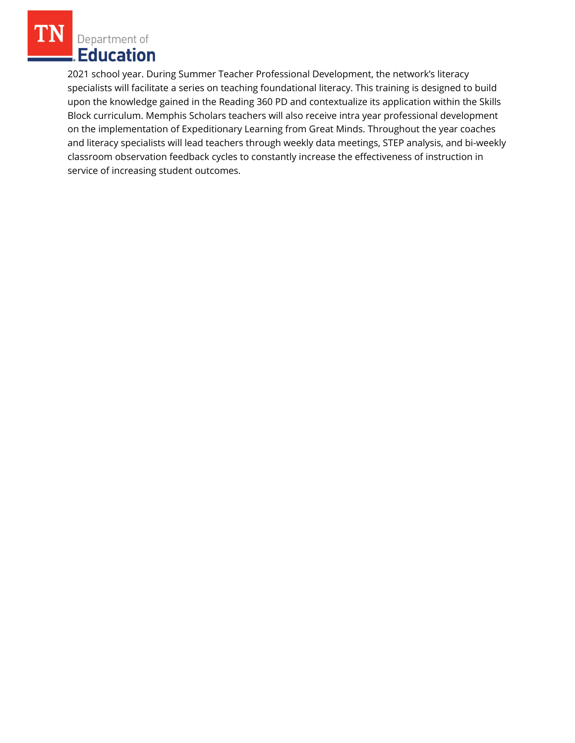2021 school year. During Summer Teacher Professional Development, the network's literacy specialists will facilitate a series on teaching foundational literacy. This training is designed to build upon the knowledge gained in the Reading 360 PD and contextualize its application within the Skills Block curriculum. Memphis Scholars teachers will also receive intra year professional development on the implementation of Expeditionary Learning from Great Minds. Throughout the year coaches and literacy specialists will lead teachers through weekly data meetings, STEP analysis, and bi-weekly classroom observation feedback cycles to constantly increase the effectiveness of instruction in service of increasing student outcomes.